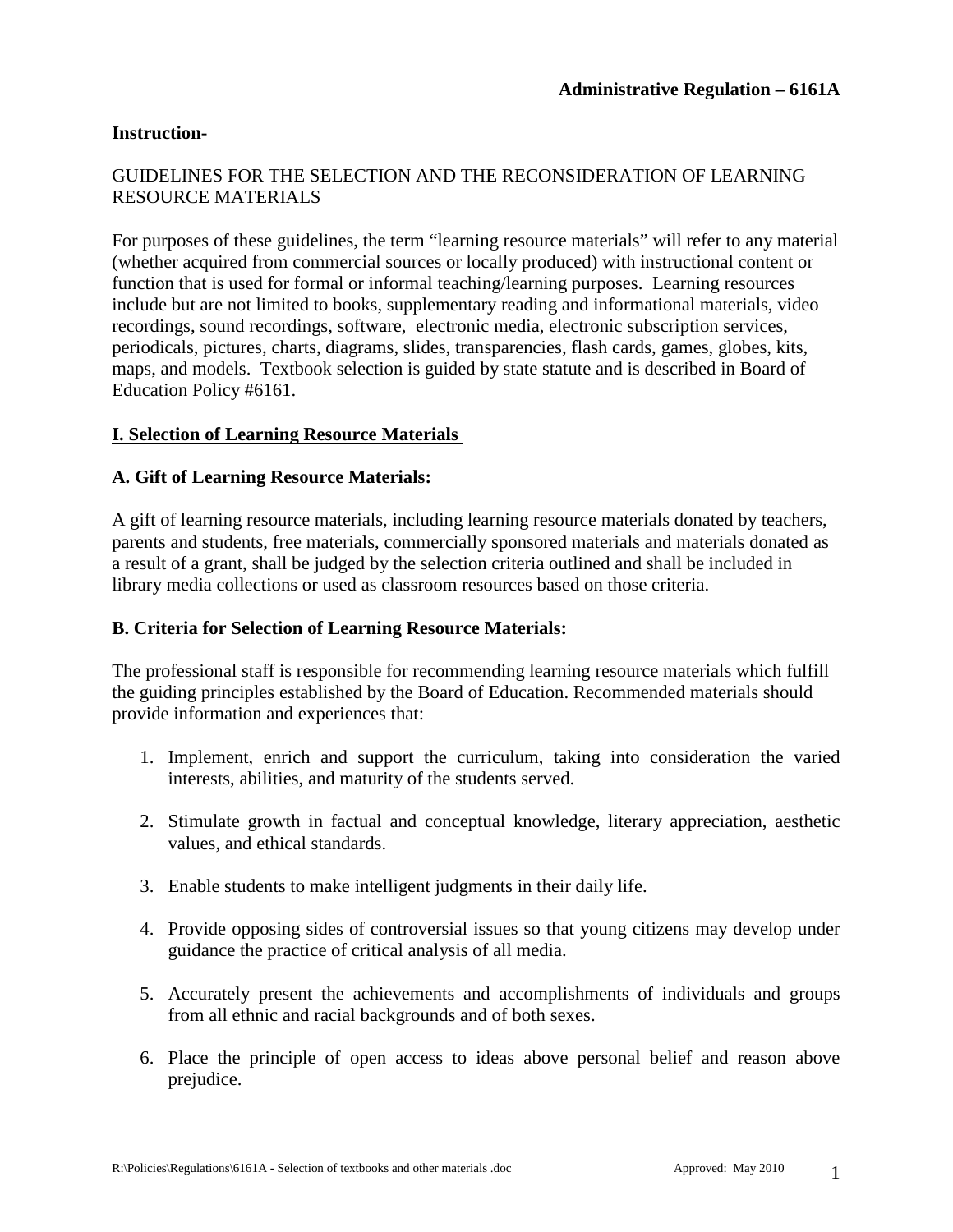**Administrative Regulation – 6161A**

**Instruction-**

GUIDELINES FOR THE SELECTION AND THE RECONSIDERATION OF LEARNING RESOURCE MATERIALS

For purposes of these guidelines, the term "learning resource materials" will refer to any material (whether acquired from commercial sources or locally produced) with instructional content or function that is used for formal or informal teaching/learning purposes. Learning resources include but are not limited to books, supplementary reading and informational materials, video recordings, sound recordings, software, electronic media, electronic subscription services, periodicals, pictures, charts, diagrams, slides, transparencies, flash cards, games, globes, kits, maps, and models. Textbook selection is guided by state statute and is described in Board of Education Policy #6161.

## I. Selection of Learning Resource Materials

### A. Gift of Learning Resource Materials:

A gift of learning resource materials, including learning resource materials donated by teachers, parents and students, free materials, commercially sponsored materials and materials donated as a result of a grant, shall be judged by the selection criteria outlined and shall be included in library media collections or used as classroom resources based on those criteria.

### B. Criteria for Selection of Learning Resource Materials:

The professional staff is responsible for recommending learning resource materials which fulfill the guiding principles established by the Board of Education. Recommended materials should provide information and experiences that:

1. Implement, enrich and support the curriculum, taking into consideration the varied interests, abilities, and maturity of the students served.
2. Stimulate growth in factual and conceptual knowledge, literary appreciation, aesthetic values, and ethical standards.
3. Enable students to make intelligent judgments in their daily life.
4. Provide opposing sides of controversial issues so that young citizens may develop under guidance the practice of critical analysis of all media.
5. Accurately present the achievements and accomplishments of individuals and groups from all ethnic and racial backgrounds and of both sexes.
6. Place the principle of open access to ideas above personal belief and reason above prejudice.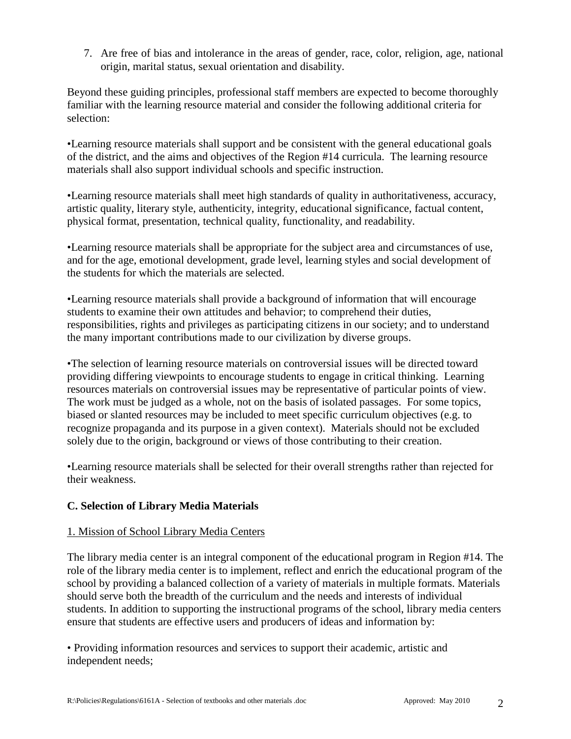7. Are free of bias and intolerance in the areas of gender, race, color, religion, age, national origin, marital status, sexual orientation and disability.

Beyond these guiding principles, professional staff members are expected to become thoroughly familiar with the learning resource material and consider the following additional criteria for selection:

•Learning resource materials shall support and be consistent with the general educational goals of the district, and the aims and objectives of the Region #14 curricula. The learning resource materials shall also support individual schools and specific instruction.

•Learning resource materials shall meet high standards of quality in authoritativeness, accuracy, artistic quality, literary style, authenticity, integrity, educational significance, factual content, physical format, presentation, technical quality, functionality, and readability.

•Learning resource materials shall be appropriate for the subject area and circumstances of use, and for the age, emotional development, grade level, learning styles and social development of the students for which the materials are selected.

•Learning resource materials shall provide a background of information that will encourage students to examine their own attitudes and behavior; to comprehend their duties, responsibilities, rights and privileges as participating citizens in our society; and to understand the many important contributions made to our civilization by diverse groups.

•The selection of learning resource materials on controversial issues will be directed toward providing differing viewpoints to encourage students to engage in critical thinking. Learning resources materials on controversial issues may be representative of particular points of view. The work must be judged as a whole, not on the basis of isolated passages. For some topics, biased or slanted resources may be included to meet specific curriculum objectives (e.g. to recognize propaganda and its purpose in a given context). Materials should not be excluded solely due to the origin, background or views of those contributing to their creation.

•Learning resource materials shall be selected for their overall strengths rather than rejected for their weakness.

**C. Selection of Library Media Materials**

<u>1. Mission of School Library Media Centers</u>

The library media center is an integral component of the educational program in Region #14. The role of the library media center is to implement, reflect and enrich the educational program of the school by providing a balanced collection of a variety of materials in multiple formats. Materials should serve both the breadth of the curriculum and the needs and interests of individual students. In addition to supporting the instructional programs of the school, library media centers ensure that students are effective users and producers of ideas and information by:

• Providing information resources and services to support their academic, artistic and independent needs;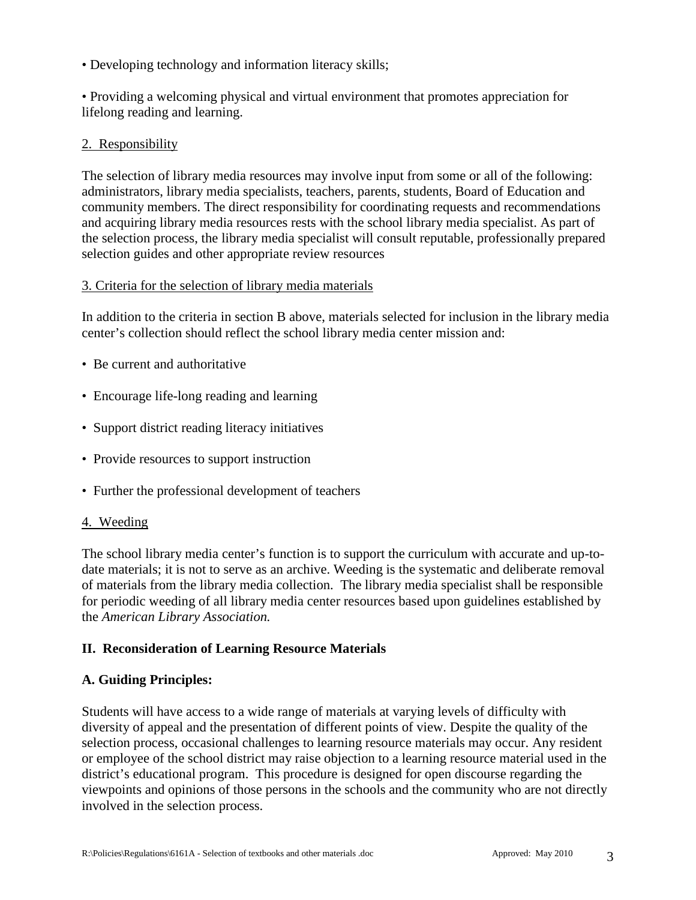• Developing technology and information literacy skills;

• Providing a welcoming physical and virtual environment that promotes appreciation for lifelong reading and learning.

2. Responsibility

The selection of library media resources may involve input from some or all of the following: administrators, library media specialists, teachers, parents, students, Board of Education and community members. The direct responsibility for coordinating requests and recommendations and acquiring library media resources rests with the school library media specialist. As part of the selection process, the library media specialist will consult reputable, professionally prepared selection guides and other appropriate review resources

3. Criteria for the selection of library media materials

In addition to the criteria in section B above, materials selected for inclusion in the library media center's collection should reflect the school library media center mission and:

- Be current and authoritative
- Encourage life-long reading and learning
- Support district reading literacy initiatives
- Provide resources to support instruction
- Further the professional development of teachers

4. Weeding

The school library media center's function is to support the curriculum with accurate and up-to-date materials; it is not to serve as an archive. Weeding is the systematic and deliberate removal of materials from the library media collection. The library media specialist shall be responsible for periodic weeding of all library media center resources based upon guidelines established by the *American Library Association.*

**II. Reconsideration of Learning Resource Materials**

**A. Guiding Principles:**

Students will have access to a wide range of materials at varying levels of difficulty with diversity of appeal and the presentation of different points of view. Despite the quality of the selection process, occasional challenges to learning resource materials may occur. Any resident or employee of the school district may raise objection to a learning resource material used in the district's educational program. This procedure is designed for open discourse regarding the viewpoints and opinions of those persons in the schools and the community who are not directly involved in the selection process.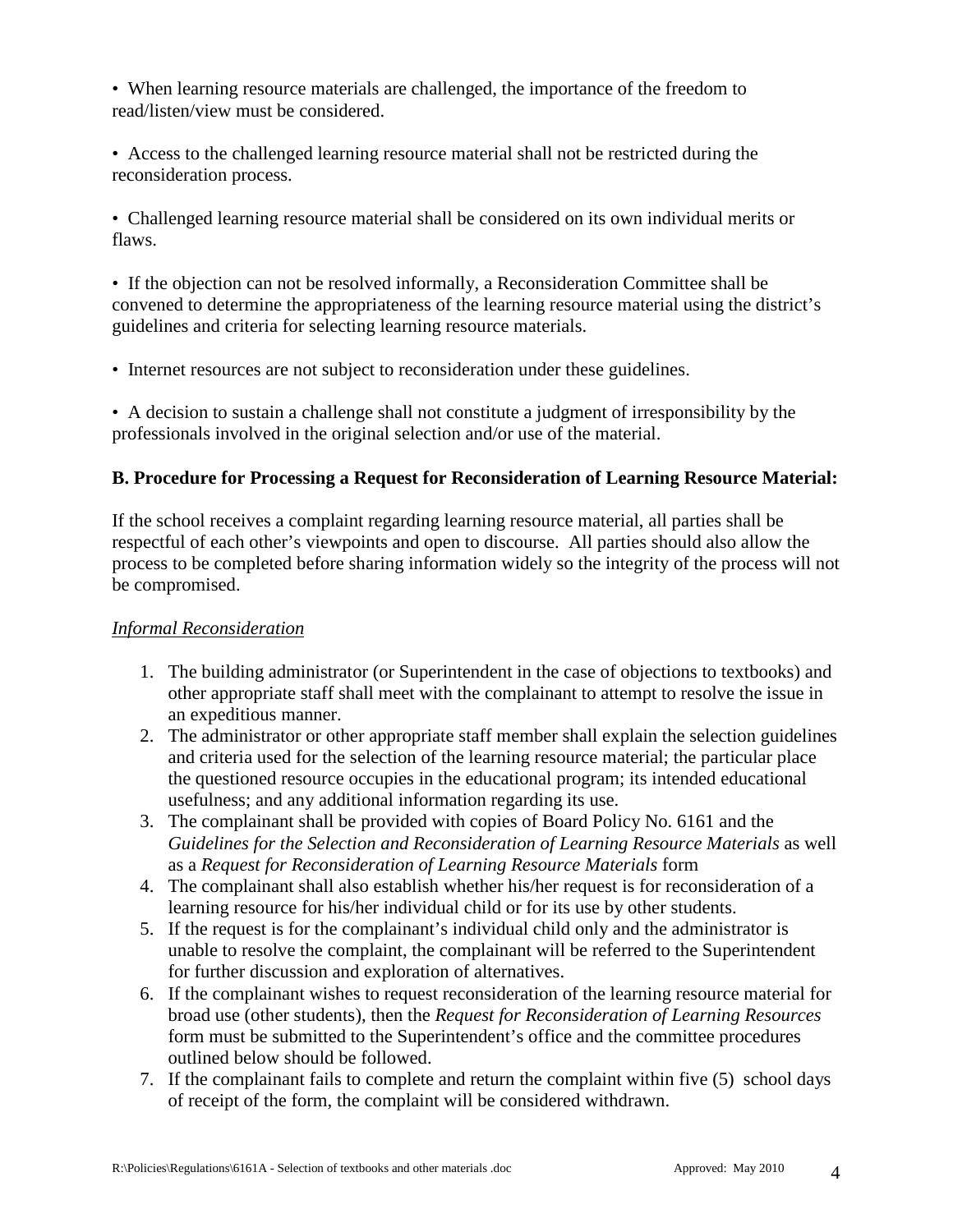- When learning resource materials are challenged, the importance of the freedom to read/listen/view must be considered.

- Access to the challenged learning resource material shall not be restricted during the reconsideration process.

- Challenged learning resource material shall be considered on its own individual merits or flaws.

- If the objection can not be resolved informally, a Reconsideration Committee shall be convened to determine the appropriateness of the learning resource material using the district's guidelines and criteria for selecting learning resource materials.

- Internet resources are not subject to reconsideration under these guidelines.

- A decision to sustain a challenge shall not constitute a judgment of irresponsibility by the professionals involved in the original selection and/or use of the material.

**B. Procedure for Processing a Request for Reconsideration of Learning Resource Material:**

If the school receives a complaint regarding learning resource material, all parties shall be respectful of each other's viewpoints and open to discourse. All parties should also allow the process to be completed before sharing information widely so the integrity of the process will not be compromised.

*Informal Reconsideration*

1. The building administrator (or Superintendent in the case of objections to textbooks) and other appropriate staff shall meet with the complainant to attempt to resolve the issue in an expeditious manner.
2. The administrator or other appropriate staff member shall explain the selection guidelines and criteria used for the selection of the learning resource material; the particular place the questioned resource occupies in the educational program; its intended educational usefulness; and any additional information regarding its use.
3. The complainant shall be provided with copies of Board Policy No. 6161 and the *Guidelines for the Selection and Reconsideration of Learning Resource Materials* as well as a *Request for Reconsideration of Learning Resource Materials* form
4. The complainant shall also establish whether his/her request is for reconsideration of a learning resource for his/her individual child or for its use by other students.
5. If the request is for the complainant's individual child only and the administrator is unable to resolve the complaint, the complainant will be referred to the Superintendent for further discussion and exploration of alternatives.
6. If the complainant wishes to request reconsideration of the learning resource material for broad use (other students), then the *Request for Reconsideration of Learning Resources* form must be submitted to the Superintendent's office and the committee procedures outlined below should be followed.
7. If the complainant fails to complete and return the complaint within five (5) school days of receipt of the form, the complaint will be considered withdrawn.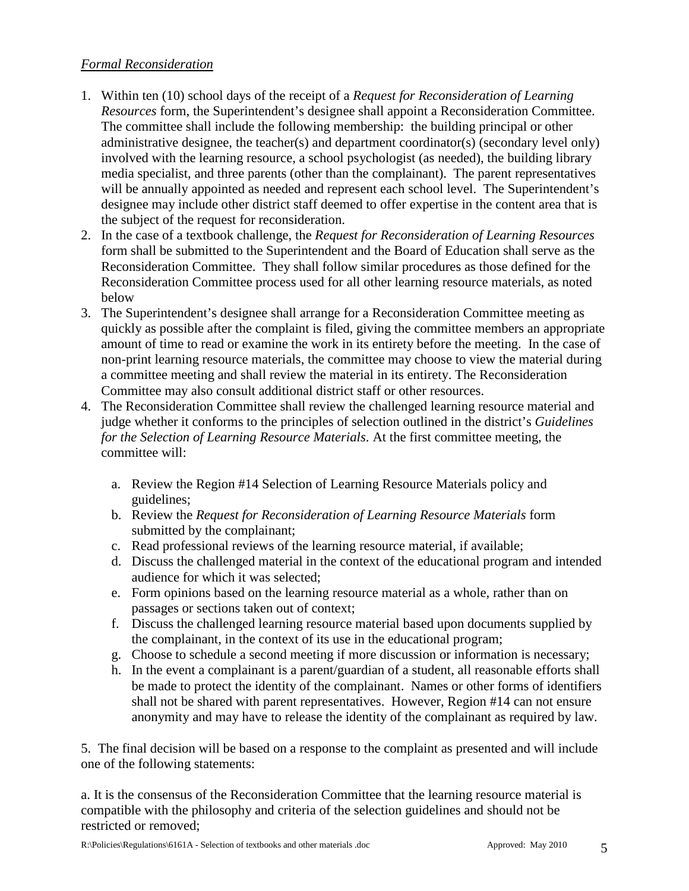*Formal Reconsideration*

1. Within ten (10) school days of the receipt of a *Request for Reconsideration of Learning Resources* form, the Superintendent's designee shall appoint a Reconsideration Committee. The committee shall include the following membership: the building principal or other administrative designee, the teacher(s) and department coordinator(s) (secondary level only) involved with the learning resource, a school psychologist (as needed), the building library media specialist, and three parents (other than the complainant). The parent representatives will be annually appointed as needed and represent each school level. The Superintendent's designee may include other district staff deemed to offer expertise in the content area that is the subject of the request for reconsideration.
2. In the case of a textbook challenge, the *Request for Reconsideration of Learning Resources* form shall be submitted to the Superintendent and the Board of Education shall serve as the Reconsideration Committee. They shall follow similar procedures as those defined for the Reconsideration Committee process used for all other learning resource materials, as noted below
3. The Superintendent's designee shall arrange for a Reconsideration Committee meeting as quickly as possible after the complaint is filed, giving the committee members an appropriate amount of time to read or examine the work in its entirety before the meeting. In the case of non-print learning resource materials, the committee may choose to view the material during a committee meeting and shall review the material in its entirety. The Reconsideration Committee may also consult additional district staff or other resources.
4. The Reconsideration Committee shall review the challenged learning resource material and judge whether it conforms to the principles of selection outlined in the district's *Guidelines for the Selection of Learning Resource Materials*. At the first committee meeting, the committee will:

   a. Review the Region #14 Selection of Learning Resource Materials policy and guidelines;
   b. Review the *Request for Reconsideration of Learning Resource Materials* form submitted by the complainant;
   c. Read professional reviews of the learning resource material, if available;
   d. Discuss the challenged material in the context of the educational program and intended audience for which it was selected;
   e. Form opinions based on the learning resource material as a whole, rather than on passages or sections taken out of context;
   f. Discuss the challenged learning resource material based upon documents supplied by the complainant, in the context of its use in the educational program;
   g. Choose to schedule a second meeting if more discussion or information is necessary;
   h. In the event a complainant is a parent/guardian of a student, all reasonable efforts shall be made to protect the identity of the complainant. Names or other forms of identifiers shall not be shared with parent representatives. However, Region #14 can not ensure anonymity and may have to release the identity of the complainant as required by law.

5. The final decision will be based on a response to the complaint as presented and will include one of the following statements:

a. It is the consensus of the Reconsideration Committee that the learning resource material is compatible with the philosophy and criteria of the selection guidelines and should not be restricted or removed;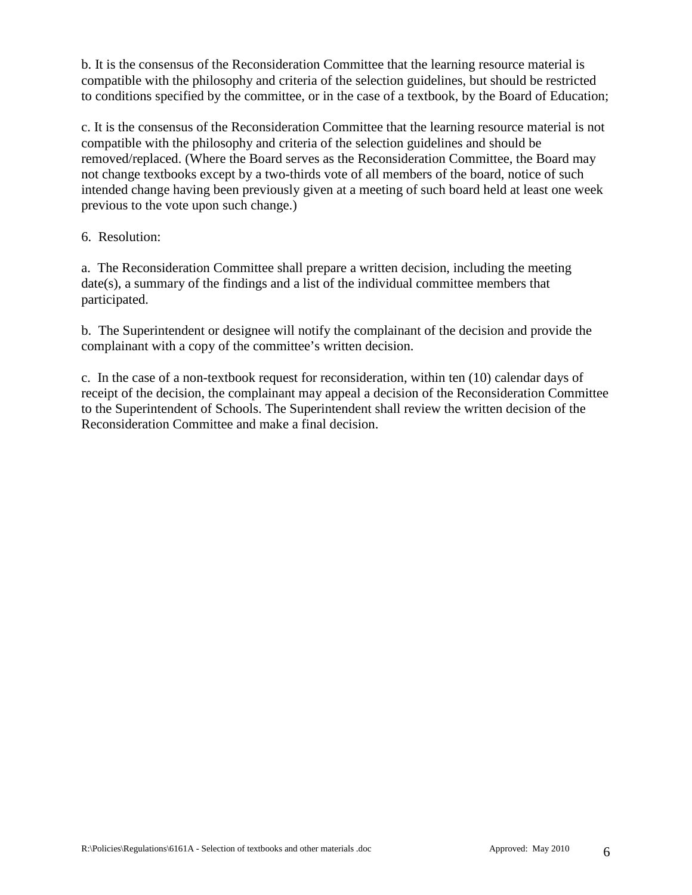b. It is the consensus of the Reconsideration Committee that the learning resource material is compatible with the philosophy and criteria of the selection guidelines, but should be restricted to conditions specified by the committee, or in the case of a textbook, by the Board of Education;

c. It is the consensus of the Reconsideration Committee that the learning resource material is not compatible with the philosophy and criteria of the selection guidelines and should be removed/replaced. (Where the Board serves as the Reconsideration Committee, the Board may not change textbooks except by a two-thirds vote of all members of the board, notice of such intended change having been previously given at a meeting of such board held at least one week previous to the vote upon such change.)

6. Resolution:

a. The Reconsideration Committee shall prepare a written decision, including the meeting date(s), a summary of the findings and a list of the individual committee members that participated.

b. The Superintendent or designee will notify the complainant of the decision and provide the complainant with a copy of the committee's written decision.

c. In the case of a non-textbook request for reconsideration, within ten (10) calendar days of receipt of the decision, the complainant may appeal a decision of the Reconsideration Committee to the Superintendent of Schools. The Superintendent shall review the written decision of the Reconsideration Committee and make a final decision.